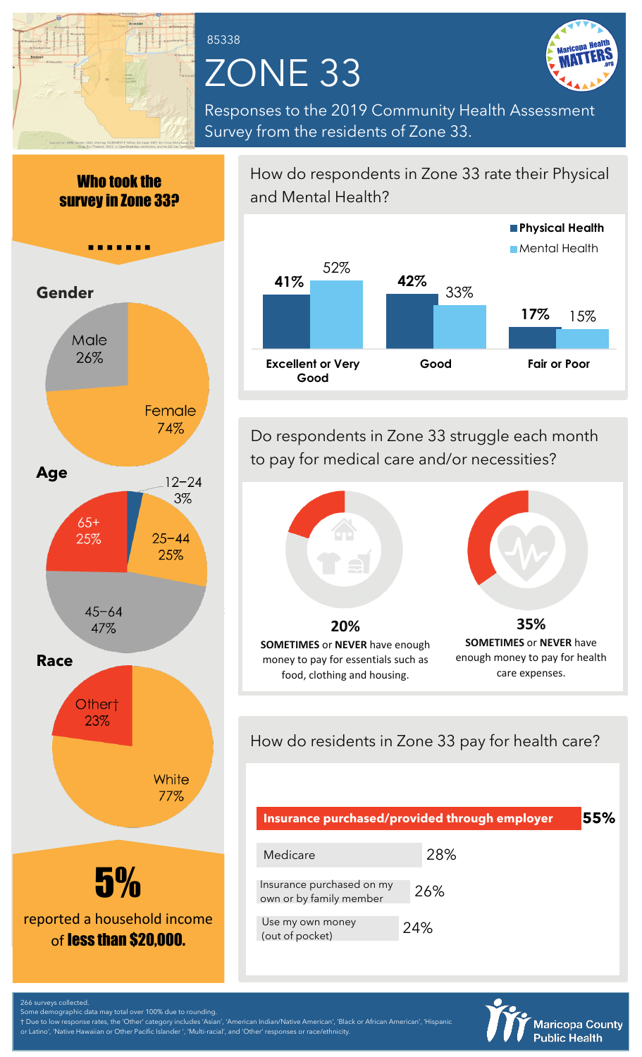85338

# ZONE 33

Responses to the 2019 Community Health Assessment Survey from the residents of Zone 33.

## Who took the survey in Zone 33?

### Gender

| Gender | Percent |
| --- | --- |
| Male | 26% |
| Female | 74% |

### Age

| Age | Percent |
| --- | --- |
| 12–24 | 3% |
| 25–44 | 25% |
| 45–64 | 47% |
| 65+ | 25% |

### Race

| Race | Percent |
| --- | --- |
| White | 77% |
| Other† | 23% |

**5%** reported a household income of **less than $20,000.**

## How do respondents in Zone 33 rate their Physical and Mental Health?

| Rating | Physical Health | Mental Health |
| --- | --- | --- |
| Excellent or Very Good | 41% | 52% |
| Good | 42% | 33% |
| Fair or Poor | 17% | 15% |

## Do respondents in Zone 33 struggle each month to pay for medical care and/or necessities?

**20%** **SOMETIMES** or **NEVER** have enough money to pay for essentials such as food, clothing and housing.

**35%** **SOMETIMES** or **NEVER** have enough money to pay for health care expenses.

## How do residents in Zone 33 pay for health care?

| Payment method | Percent |
| --- | --- |
| **Insurance purchased/provided through employer** | **55%** |
| Medicare | 28% |
| Insurance purchased on my own or by family member | 26% |
| Use my own money (out of pocket) | 24% |

266 surveys collected.
Some demographic data may total over 100% due to rounding.
† Due to low response rates, the 'Other' category includes 'Asian', 'American Indian/Native American', 'Black or African American', 'Hispanic or Latino', 'Native Hawaiian or Other Pacific Islander ', 'Multi-racial', and 'Other' responses or race/ethnicity.

Maricopa County Public Health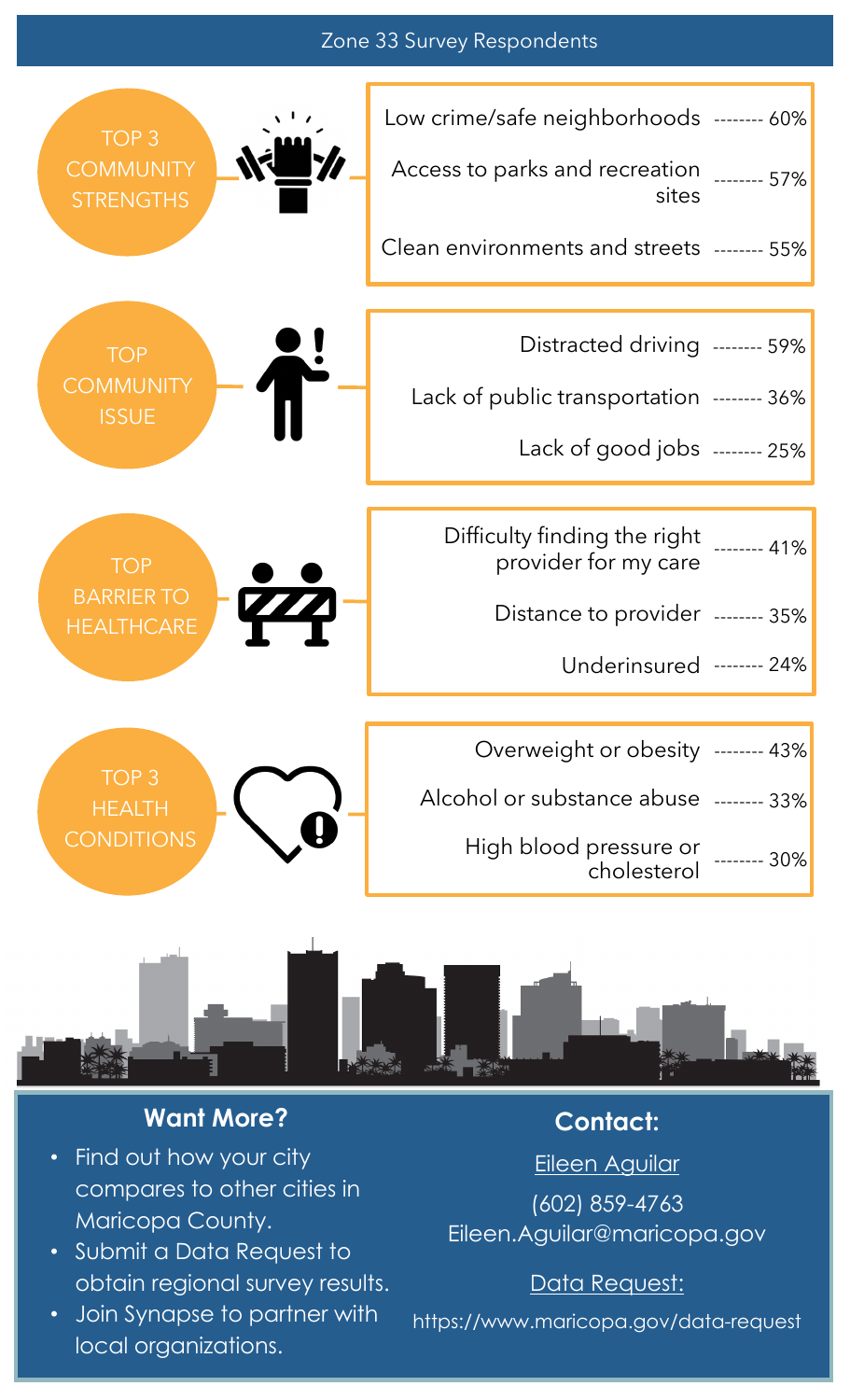# Zone 33 Survey Respondents

## TOP 3 COMMUNITY STRENGTHS

- Low crime/safe neighborhoods -------- 60%
- Access to parks and recreation sites -------- 57%
- Clean environments and streets -------- 55%

## TOP COMMUNITY ISSUE

- Distracted driving -------- 59%
- Lack of public transportation -------- 36%
- Lack of good jobs -------- 25%

## TOP BARRIER TO HEALTHCARE

- Difficulty finding the right provider for my care -------- 41%
- Distance to provider -------- 35%
- Underinsured -------- 24%

## TOP 3 HEALTH CONDITIONS

- Overweight or obesity -------- 43%
- Alcohol or substance abuse -------- 33%
- High blood pressure or cholesterol -------- 30%

**Want More?**

- Find out how your city compares to other cities in Maricopa County.
- Submit a Data Request to obtain regional survey results.
- Join Synapse to partner with local organizations.

**Contact:**

Eileen Aguilar

(602) 859-4763

Eileen.Aguilar@maricopa.gov

Data Request:

https://www.maricopa.gov/data-request